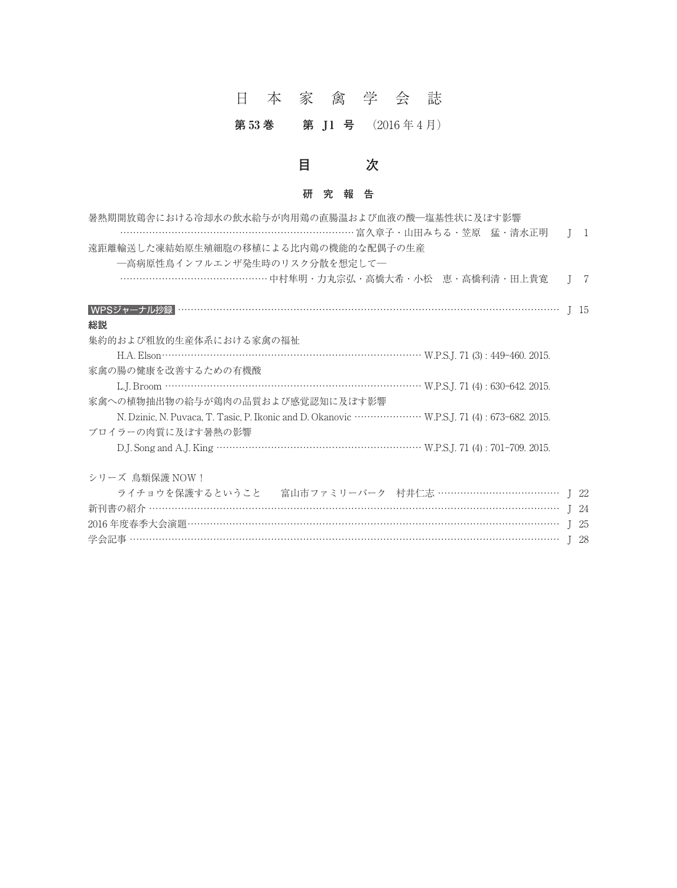# 日 本 家 禽 学 会 誌

**第 53 巻　　第 J1 号**　(2016 年 4 月)

## 目　　次

### 研 究 報 告

暑熱期開放鶏舎における冷却水の飲水給与が肉用鶏の直腸温および血液の酸―塩基性状に及ぼす影響
　……富久章子・山田みちる・笠原　猛・清水正明　J 1

遠距離輸送した凍結始原生殖細胞の移植による比内鶏の機能的な配偶子の生産
　―高病原性鳥インフルエンザ発生時のリスク分散を想定して―
　……中村隼明・力丸宗弘・高橋大希・小松　恵・高橋利清・田上貴寛　J 7

**WPSジャーナル抄録** …… J 15

**総説**

集約的および粗放的生産体系における家禽の福祉
　H.A. Elson …… W.P.S.J. 71 (3) : 449–460. 2015.

家禽の腸の健康を改善するための有機酸
　L.J. Broom …… W.P.S.J. 71 (4) : 630–642. 2015.

家禽への植物抽出物の給与が鶏肉の品質および感覚認知に及ぼす影響
　N. Dzinic, N. Puvaca, T. Tasic, P. Ikonic and D. Okanovic …… W.P.S.J. 71 (4) : 673–682. 2015.

ブロイラーの肉質に及ぼす暑熱の影響
　D.J. Song and A.J. King …… W.P.S.J. 71 (4) : 701–709. 2015.

シリーズ 鳥類保護 NOW！
　ライチョウを保護するということ　富山市ファミリーパーク　村井仁志 …… J 22

新刊書の紹介 …… J 24

2016 年度春季大会演題 …… J 25

学会記事 …… J 28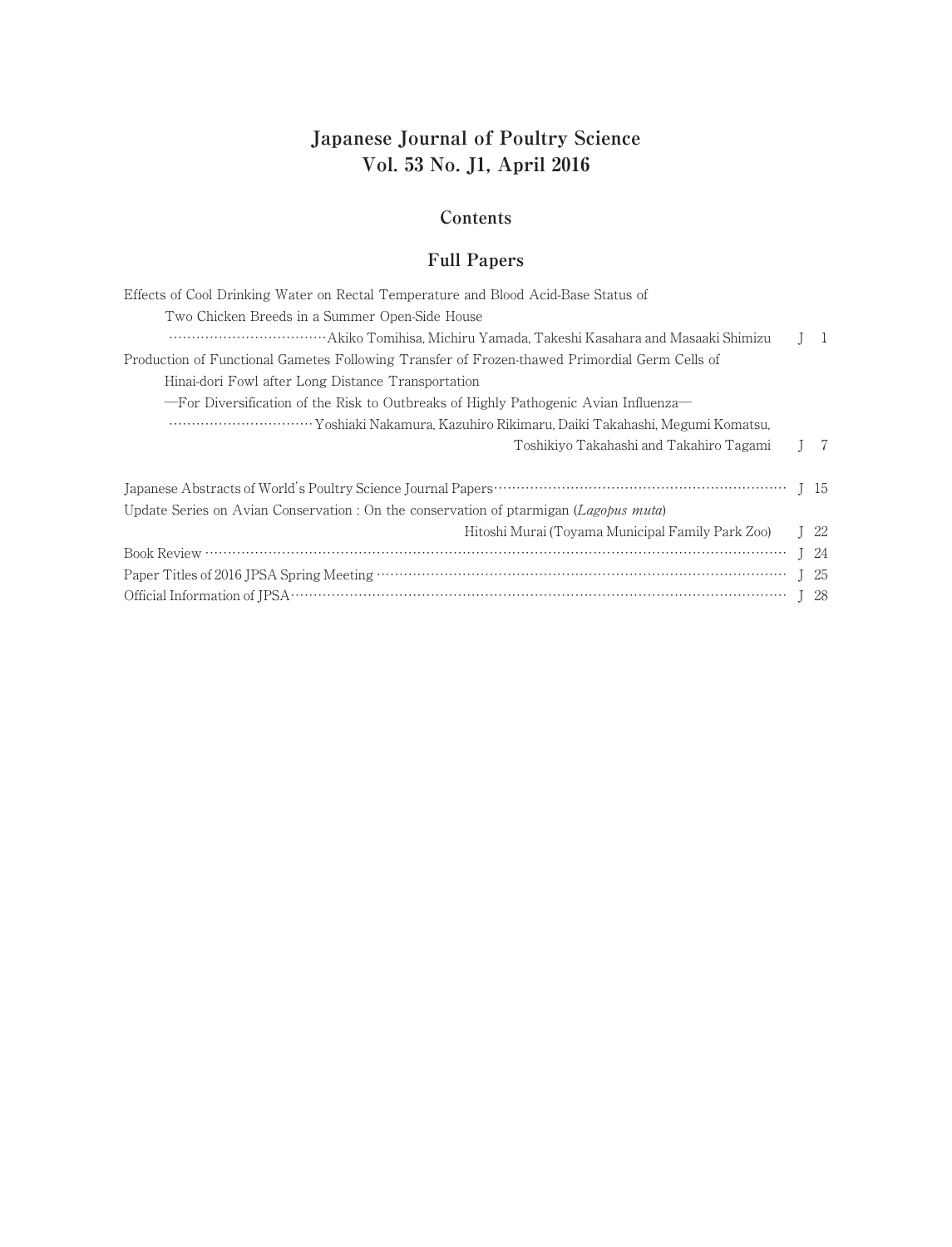# Japanese Journal of Poultry Science
# Vol. 53 No. J1, April 2016

## Contents

## Full Papers

Effects of Cool Drinking Water on Rectal Temperature and Blood Acid-Base Status of Two Chicken Breeds in a Summer Open-Side House
……Akiko Tomihisa, Michiru Yamada, Takeshi Kasahara and Masaaki Shimizu J 1

Production of Functional Gametes Following Transfer of Frozen-thawed Primordial Germ Cells of Hinai-dori Fowl after Long Distance Transportation
—For Diversification of the Risk to Outbreaks of Highly Pathogenic Avian Influenza—
……Yoshiaki Nakamura, Kazuhiro Rikimaru, Daiki Takahashi, Megumi Komatsu, Toshikiyo Takahashi and Takahiro Tagami J 7

Japanese Abstracts of World's Poultry Science Journal Papers…… J 15

Update Series on Avian Conservation : On the conservation of ptarmigan (*Lagopus muta*)
Hitoshi Murai (Toyama Municipal Family Park Zoo) J 22

Book Review …… J 24

Paper Titles of 2016 JPSA Spring Meeting …… J 25

Official Information of JPSA…… J 28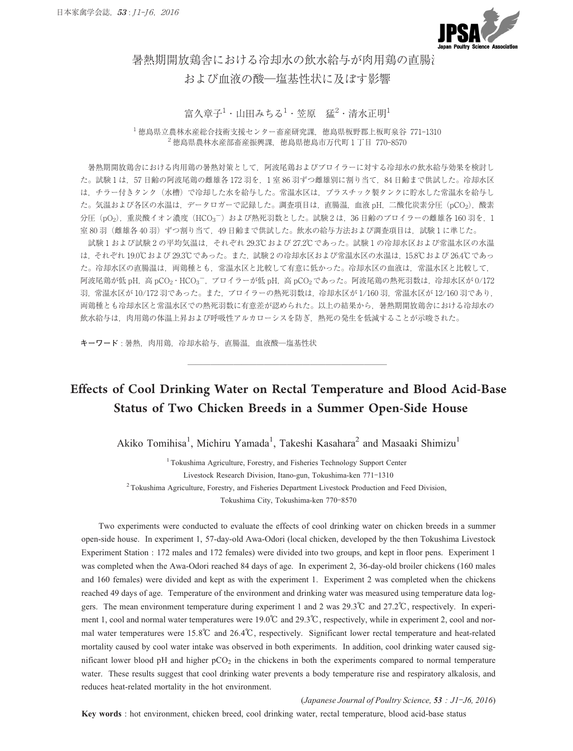# 暑熱期開放鶏舎における冷却水の飲水給与が肉用鶏の直腸温および血液の酸―塩基性状に及ぼす影響

富久章子[1]・山田みちる[1]・笠原　猛[2]・清水正明[1]

[1] 徳島県立農林水産総合技術支援センター畜産研究課，徳島県板野郡上板町泉谷 771-1310
[2] 徳島県農林水産部畜産振興課，徳島県徳島市万代町1丁目 770-8570

暑熱期開放鶏舎における肉用鶏の暑熱対策として，阿波尾鶏およびブロイラーに対する冷却水の飲水給与効果を検討した。試験1は，57日齢の阿波尾鶏の雌雄各172羽を，1室86羽ずつ雌雄別に割り当て，84日齢まで供試した。冷却水区は，チラー付きタンク（水槽）で冷却した水を給与した。常温水区は，プラスチック製タンクに貯水した常温水を給与した。気温および各区の水温は，データロガーで記録した。調査項目は，直腸温，血液pH，二酸化炭素分圧（$pCO_2$），酸素分圧（$pO_2$），重炭酸イオン濃度（$HCO_3^-$）および熱死羽数とした。試験2は，36日齢のブロイラーの雌雄各160羽を，1室80羽（雌雄各40羽）ずつ割り当て，49日齢まで供試した。飲水の給与方法および調査項目は，試験1に準じた。

試験1および試験2の平均気温は，それぞれ29.3℃および27.2℃であった。試験1の冷却水区および常温水区の水温は，それぞれ19.0℃および29.3℃であった。また，試験2の冷却水区および常温水区の水温は，15.8℃および26.4℃であった。冷却水区の直腸温は，両鶏種とも，常温水区と比較して有意に低かった。冷却水区の血液は，常温水区と比較して，阿波尾鶏が低pH，高$pCO_2$・$HCO_3^-$，ブロイラーが低pH，高$pCO_2$であった。阿波尾鶏の熱死羽数は，冷却水区が0/172羽，常温水区が10/172羽であった。また，ブロイラーの熱死羽数は，冷却水区が1/160羽，常温水区が12/160羽であり，両鶏種とも冷却水区と常温水区での熱死羽数に有意差が認められた。以上の結果から，暑熱期開放鶏舎における冷却水の飲水給与は，肉用鶏の体温上昇および呼吸性アルカローシスを防ぎ，熱死の発生を低減することが示唆された。

**キーワード**：暑熱，肉用鶏，冷却水給与，直腸温，血液酸―塩基性状

---

# Effects of Cool Drinking Water on Rectal Temperature and Blood Acid-Base Status of Two Chicken Breeds in a Summer Open-Side House

Akiko Tomihisa[1], Michiru Yamada[1], Takeshi Kasahara[2] and Masaaki Shimizu[1]

[1] Tokushima Agriculture, Forestry, and Fisheries Technology Support Center Livestock Research Division, Itano-gun, Tokushima-ken 771-1310
[2] Tokushima Agriculture, Forestry, and Fisheries Department Livestock Production and Feed Division, Tokushima City, Tokushima-ken 770-8570

Two experiments were conducted to evaluate the effects of cool drinking water on chicken breeds in a summer open-side house. In experiment 1, 57-day-old Awa-Odori (local chicken, developed by the then Tokushima Livestock Experiment Station : 172 males and 172 females) were divided into two groups, and kept in floor pens. Experiment 1 was completed when the Awa-Odori reached 84 days of age. In experiment 2, 36-day-old broiler chickens (160 males and 160 females) were divided and kept as with the experiment 1. Experiment 2 was completed when the chickens reached 49 days of age. Temperature of the environment and drinking water was measured using temperature data loggers. The mean environment temperature during experiment 1 and 2 was 29.3℃ and 27.2℃, respectively. In experiment 1, cool and normal water temperatures were 19.0℃ and 29.3℃, respectively, while in experiment 2, cool and normal water temperatures were 15.8℃ and 26.4℃, respectively. Significant lower rectal temperature and heat-related mortality caused by cool water intake was observed in both experiments. In addition, cool drinking water caused significant lower blood pH and higher $pCO_2$ in the chickens in both the experiments compared to normal temperature water. These results suggest that cool drinking water prevents a body temperature rise and respiratory alkalosis, and reduces heat-related mortality in the hot environment.

(*Japanese Journal of Poultry Science, 53 : J1-J6, 2016*)

**Key words** : hot environment, chicken breed, cool drinking water, rectal temperature, blood acid-base status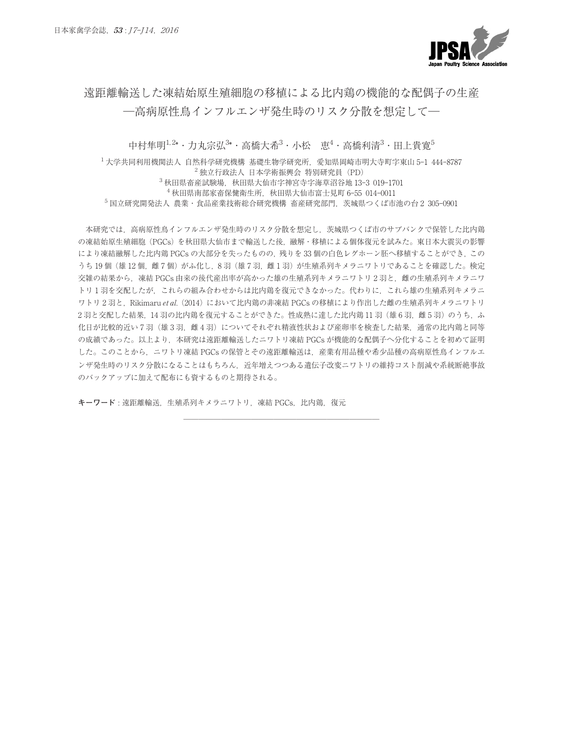# 遠距離輸送した凍結始原生殖細胞の移植による比内鶏の機能的な配偶子の生産
## —高病原性鳥インフルエンザ発生時のリスク分散を想定して—

中村隼明[1,2*]・力丸宗弘[3*]・高橋大希[3]・小松　恵[4]・高橋利清[3]・田上貴寛[5]

[1] 大学共同利用機関法人 自然科学研究機構 基礎生物学研究所，愛知県岡崎市明大寺町字東山 5-1 444-8787
[2] 独立行政法人 日本学術振興会 特別研究員（PD）
[3] 秋田県畜産試験場，秋田県大仙市字神宮寺字海草沼谷地 13-3 019-1701
[4] 秋田県南部家畜保健衛生所，秋田県大仙市富士見町 6-55 014-0011
[5] 国立研究開発法人 農業・食品産業技術総合研究機構 畜産研究部門，茨城県つくば市池の台 2 305-0901

本研究では，高病原性鳥インフルエンザ発生時のリスク分散を想定し，茨城県つくば市のサブバンクで保管した比内鶏の凍結始原生殖細胞（PGCs）を秋田県大仙市まで輸送した後，融解・移植による個体復元を試みた。東日本大震災の影響により凍結融解した比内鶏 PGCs の大部分を失ったものの，残りを 33 個の白色レグホーン胚へ移植することができ，このうち 19 個（雄 12 個，雌 7 個）がふ化し，8 羽（雄 7 羽，雌 1 羽）が生殖系列キメラニワトリであることを確認した。検定交雑の結果から，凍結 PGCs 由来の後代産出率が高かった雄の生殖系列キメラニワトリ 2 羽と，雌の生殖系列キメラニワトリ 1 羽を交配したが，これらの組み合わせからは比内鶏を復元できなかった。代わりに，これら雄の生殖系列キメラニワトリ 2 羽と，Rikimaru *et al.* (2014) において比内鶏の非凍結 PGCs の移植により作出した雌の生殖系列キメラニワトリ 2 羽と交配した結果，14 羽の比内鶏を復元することができた。性成熟に達した比内鶏 11 羽（雄 6 羽，雌 5 羽）のうち，ふ化日が比較的近い 7 羽（雄 3 羽，雌 4 羽）についてそれぞれ精液性状および産卵率を検査した結果，通常の比内鶏と同等の成績であった。以上より，本研究は遠距離輸送したニワトリ凍結 PGCs が機能的な配偶子へ分化することを初めて証明した。このことから，ニワトリ凍結 PGCs の保管とその遠距離輸送は，産業有用品種や希少品種の高病原性鳥インフルエンザ発生時のリスク分散になることはもちろん，近年増えつつある遺伝子改変ニワトリの維持コスト削減や系統断絶事故のバックアップに加えて配布にも資するものと期待される。

**キーワード**：遠距離輸送，生殖系列キメラニワトリ，凍結 PGCs，比内鶏，復元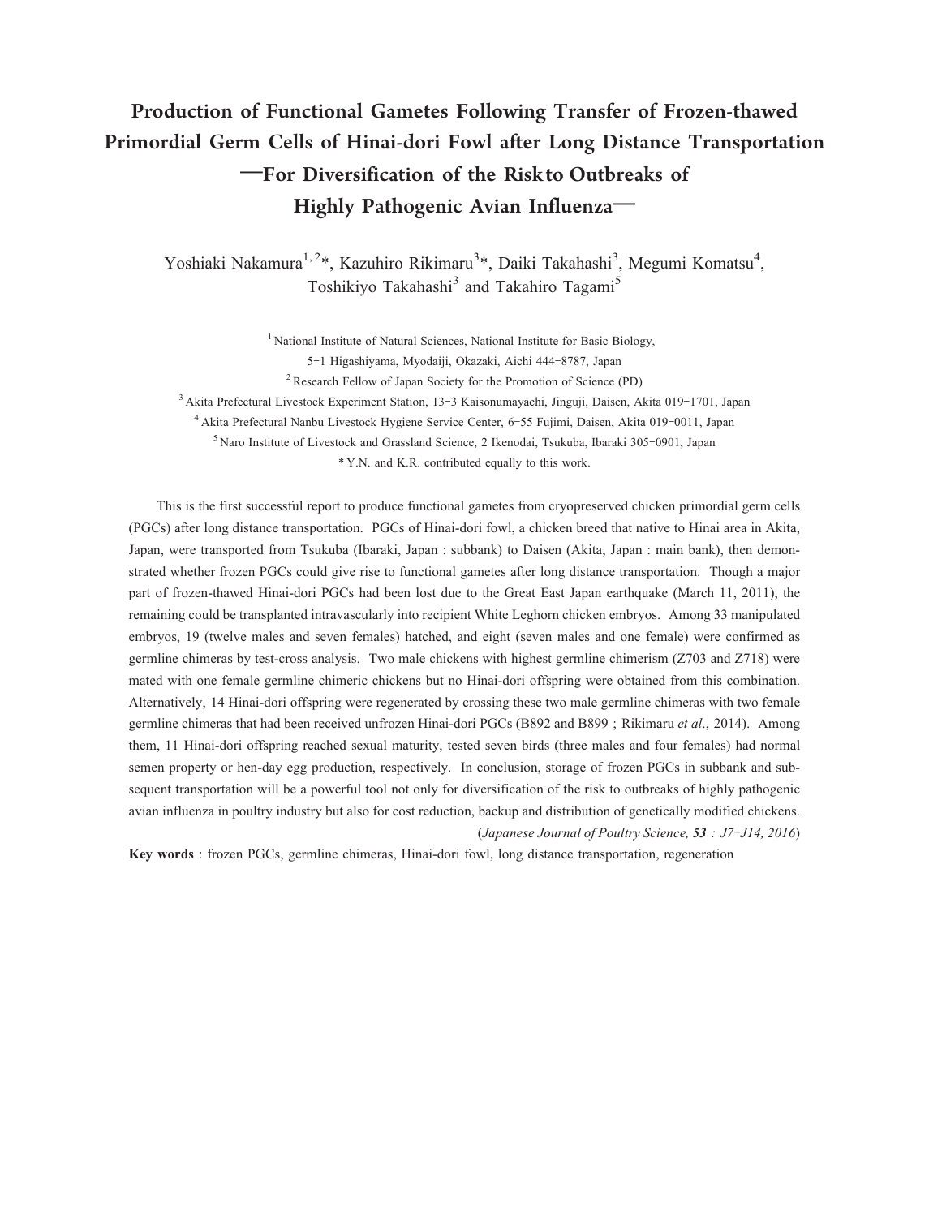# Production of Functional Gametes Following Transfer of Frozen-thawed Primordial Germ Cells of Hinai-dori Fowl after Long Distance Transportation —For Diversification of the Risk to Outbreaks of Highly Pathogenic Avian Influenza—

Yoshiaki Nakamura[1,2]*, Kazuhiro Rikimaru[3]*, Daiki Takahashi[3], Megumi Komatsu[4], Toshikiyo Takahashi[3] and Takahiro Tagami[5]

[1] National Institute of Natural Sciences, National Institute for Basic Biology, 5-1 Higashiyama, Myodaiji, Okazaki, Aichi 444-8787, Japan

[2] Research Fellow of Japan Society for the Promotion of Science (PD)

[3] Akita Prefectural Livestock Experiment Station, 13-3 Kaisonumayachi, Jinguji, Daisen, Akita 019-1701, Japan

[4] Akita Prefectural Nanbu Livestock Hygiene Service Center, 6-55 Fujimi, Daisen, Akita 019-0011, Japan

[5] Naro Institute of Livestock and Grassland Science, 2 Ikenodai, Tsukuba, Ibaraki 305-0901, Japan

* Y.N. and K.R. contributed equally to this work.

This is the first successful report to produce functional gametes from cryopreserved chicken primordial germ cells (PGCs) after long distance transportation. PGCs of Hinai-dori fowl, a chicken breed that native to Hinai area in Akita, Japan, were transported from Tsukuba (Ibaraki, Japan : subbank) to Daisen (Akita, Japan : main bank), then demonstrated whether frozen PGCs could give rise to functional gametes after long distance transportation. Though a major part of frozen-thawed Hinai-dori PGCs had been lost due to the Great East Japan earthquake (March 11, 2011), the remaining could be transplanted intravascularly into recipient White Leghorn chicken embryos. Among 33 manipulated embryos, 19 (twelve males and seven females) hatched, and eight (seven males and one female) were confirmed as germline chimeras by test-cross analysis. Two male chickens with highest germline chimerism (Z703 and Z718) were mated with one female germline chimeric chickens but no Hinai-dori offspring were obtained from this combination. Alternatively, 14 Hinai-dori offspring were regenerated by crossing these two male germline chimeras with two female germline chimeras that had been received unfrozen Hinai-dori PGCs (B892 and B899 ; Rikimaru *et al*., 2014). Among them, 11 Hinai-dori offspring reached sexual maturity, tested seven birds (three males and four females) had normal semen property or hen-day egg production, respectively. In conclusion, storage of frozen PGCs in subbank and subsequent transportation will be a powerful tool not only for diversification of the risk to outbreaks of highly pathogenic avian influenza in poultry industry but also for cost reduction, backup and distribution of genetically modified chickens.

(*Japanese Journal of Poultry Science, **53** : J7-J14, 2016*)

**Key words** : frozen PGCs, germline chimeras, Hinai-dori fowl, long distance transportation, regeneration